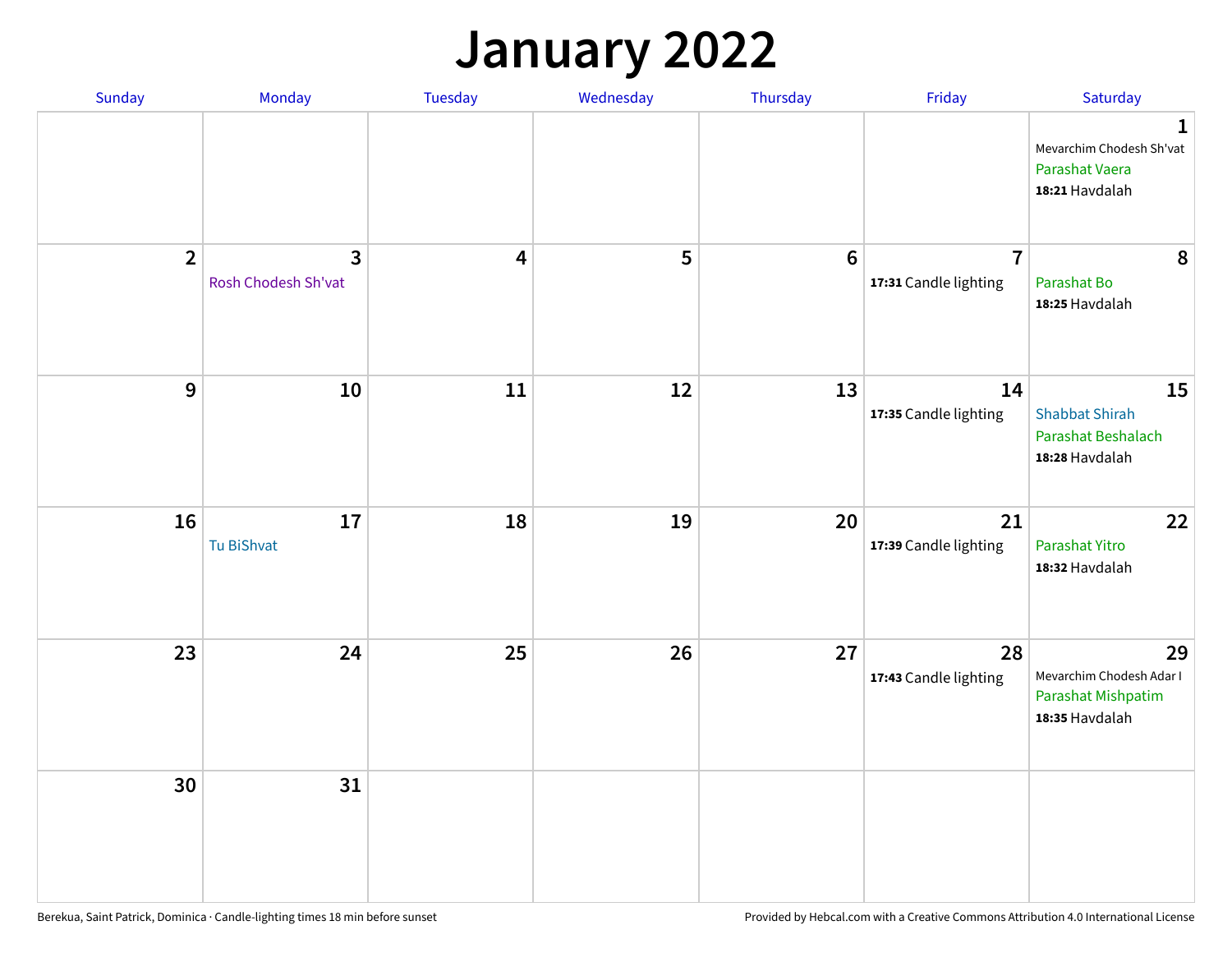# January 2022

| Sunday | Monday | Tuesday | Wednesday | Thursday | Friday | Saturday |
|---|---|---|---|---|---|---|
| | | | | | | 1<br>Mevarchim Chodesh Sh'vat<br>Parashat Vaera<br>**18:21** Havdalah |
| 2 | 3<br>Rosh Chodesh Sh'vat | 4 | 5 | 6 | 7<br>**17:31** Candle lighting | 8<br>Parashat Bo<br>**18:25** Havdalah |
| 9 | 10 | 11 | 12 | 13 | 14<br>**17:35** Candle lighting | 15<br>Shabbat Shirah<br>Parashat Beshalach<br>**18:28** Havdalah |
| 16 | 17<br>Tu BiShvat | 18 | 19 | 20 | 21<br>**17:39** Candle lighting | 22<br>Parashat Yitro<br>**18:32** Havdalah |
| 23 | 24 | 25 | 26 | 27 | 28<br>**17:43** Candle lighting | 29<br>Mevarchim Chodesh Adar I<br>Parashat Mishpatim<br>**18:35** Havdalah |
| 30 | 31 | | | | | |

Berekua, Saint Patrick, Dominica · Candle-lighting times 18 min before sunset

Provided by Hebcal.com with a Creative Commons Attribution 4.0 International License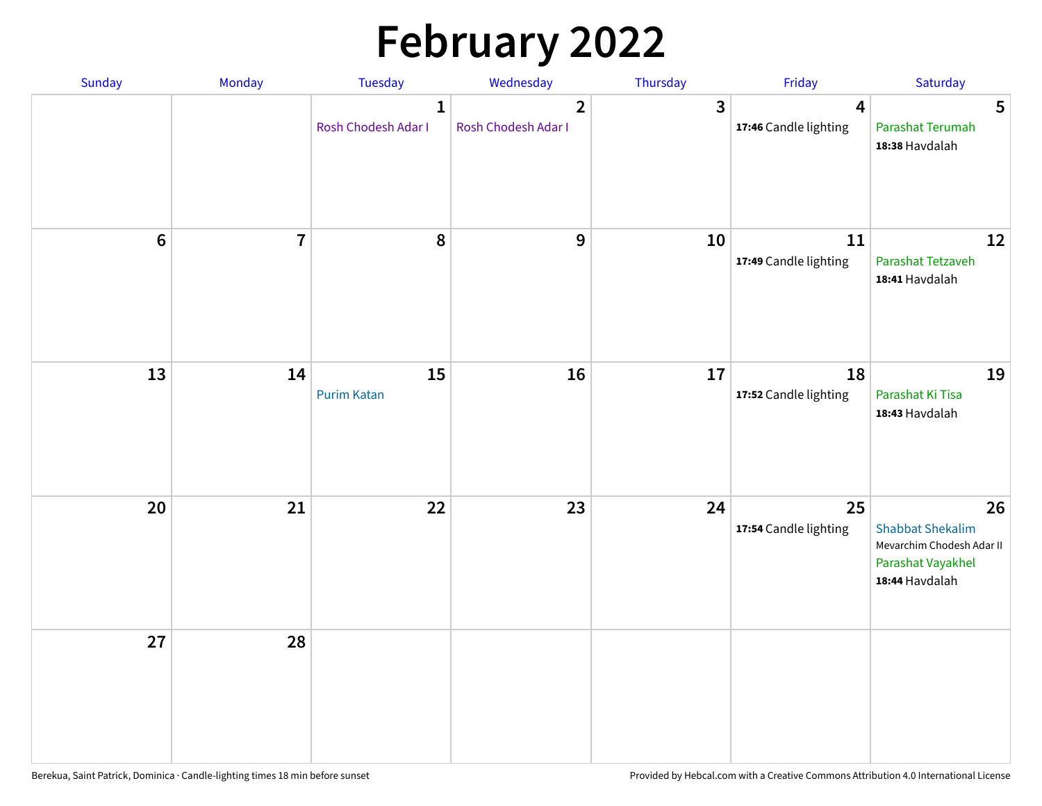# February 2022

| Sunday | Monday | Tuesday | Wednesday | Thursday | Friday | Saturday |
|---|---|---|---|---|---|---|
| | | 1 Rosh Chodesh Adar I | 2 Rosh Chodesh Adar I | 3 | 4 **17:46** Candle lighting | 5 Parashat Terumah **18:38** Havdalah |
| 6 | 7 | 8 | 9 | 10 | 11 **17:49** Candle lighting | 12 Parashat Tetzaveh **18:41** Havdalah |
| 13 | 14 | 15 Purim Katan | 16 | 17 | 18 **17:52** Candle lighting | 19 Parashat Ki Tisa **18:43** Havdalah |
| 20 | 21 | 22 | 23 | 24 | 25 **17:54** Candle lighting | 26 Shabbat Shekalim Mevarchim Chodesh Adar II Parashat Vayakhel **18:44** Havdalah |
| 27 | 28 | | | | | |

Berekua, Saint Patrick, Dominica · Candle-lighting times 18 min before sunset

Provided by Hebcal.com with a Creative Commons Attribution 4.0 International License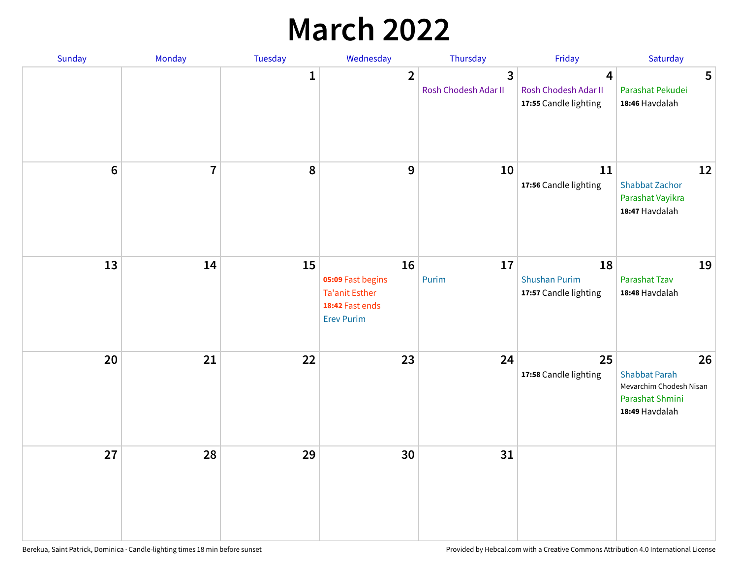# March 2022

| Sunday | Monday | Tuesday | Wednesday | Thursday | Friday | Saturday |
|---|---|---|---|---|---|---|
| | | 1 | 2 | 3<br>Rosh Chodesh Adar II | 4<br>Rosh Chodesh Adar II<br>**17:55** Candle lighting | 5<br>Parashat Pekudei<br>**18:46** Havdalah |
| 6 | 7 | 8 | 9 | 10 | 11<br>**17:56** Candle lighting | 12<br>Shabbat Zachor<br>Parashat Vayikra<br>**18:47** Havdalah |
| 13 | 14 | 15 | 16<br>**05:09** Fast begins<br>Ta'anit Esther<br>**18:42** Fast ends<br>Erev Purim | 17<br>Purim | 18<br>Shushan Purim<br>**17:57** Candle lighting | 19<br>Parashat Tzav<br>**18:48** Havdalah |
| 20 | 21 | 22 | 23 | 24 | 25<br>**17:58** Candle lighting | 26<br>Shabbat Parah<br>Mevarchim Chodesh Nisan<br>Parashat Shmini<br>**18:49** Havdalah |
| 27 | 28 | 29 | 30 | 31 | | |

Berekua, Saint Patrick, Dominica · Candle-lighting times 18 min before sunset

Provided by Hebcal.com with a Creative Commons Attribution 4.0 International License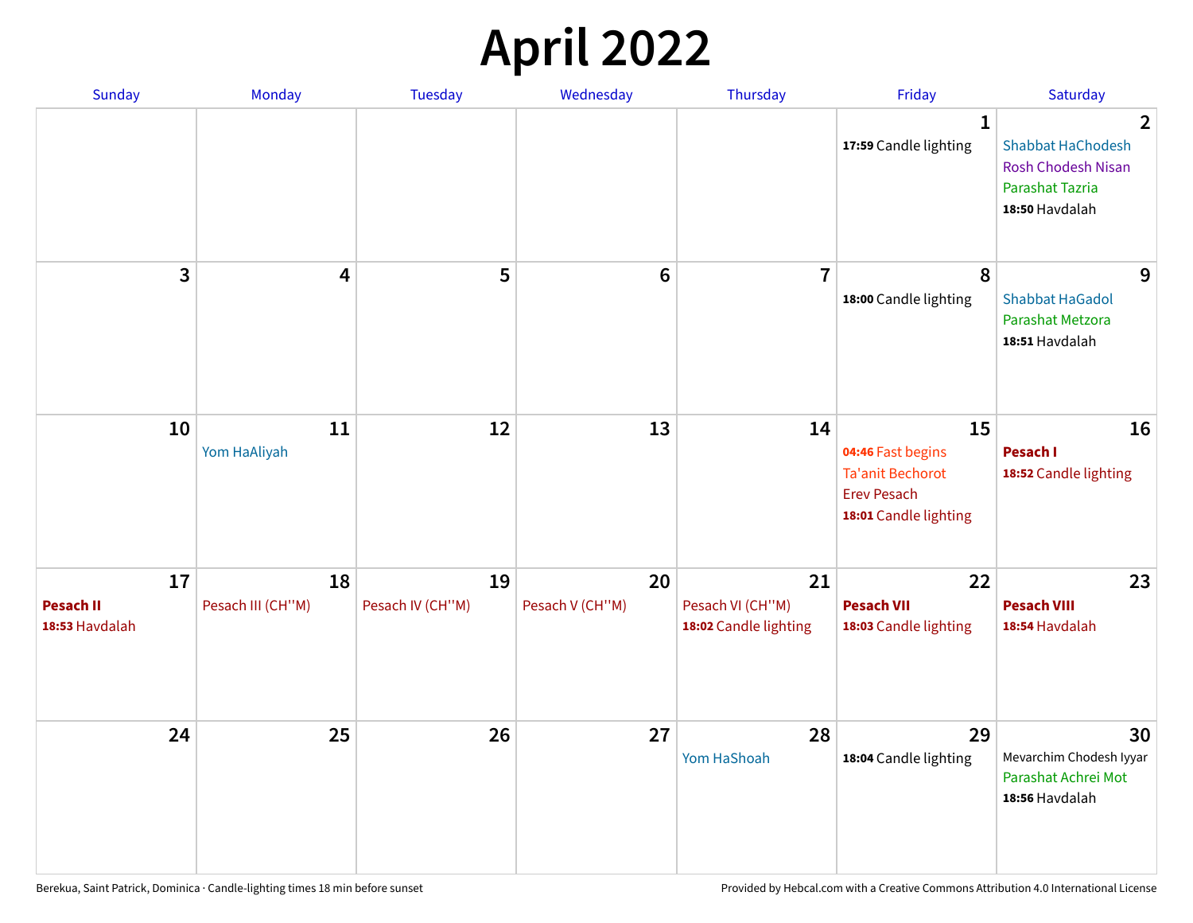# April 2022

| Sunday | Monday | Tuesday | Wednesday | Thursday | Friday | Saturday |
|---|---|---|---|---|---|---|
| | | | | | **1**<br>**17:59** Candle lighting | **2**<br>Shabbat HaChodesh<br>Rosh Chodesh Nisan<br>Parashat Tazria<br>**18:50** Havdalah |
| **3** | **4** | **5** | **6** | **7** | **8**<br>**18:00** Candle lighting | **9**<br>Shabbat HaGadol<br>Parashat Metzora<br>**18:51** Havdalah |
| **10** | **11**<br>Yom HaAliyah | **12** | **13** | **14** | **15**<br>**04:46** Fast begins<br>Ta'anit Bechorot<br>Erev Pesach<br>**18:01** Candle lighting | **16**<br>**Pesach I**<br>**18:52** Candle lighting |
| **17**<br>**Pesach II**<br>**18:53** Havdalah | **18**<br>Pesach III (CH''M) | **19**<br>Pesach IV (CH''M) | **20**<br>Pesach V (CH''M) | **21**<br>Pesach VI (CH''M)<br>**18:02** Candle lighting | **22**<br>**Pesach VII**<br>**18:03** Candle lighting | **23**<br>**Pesach VIII**<br>**18:54** Havdalah |
| **24** | **25** | **26** | **27** | **28**<br>Yom HaShoah | **29**<br>**18:04** Candle lighting | **30**<br>Mevarchim Chodesh Iyyar<br>Parashat Achrei Mot<br>**18:56** Havdalah |

Berekua, Saint Patrick, Dominica · Candle-lighting times 18 min before sunset

Provided by Hebcal.com with a Creative Commons Attribution 4.0 International License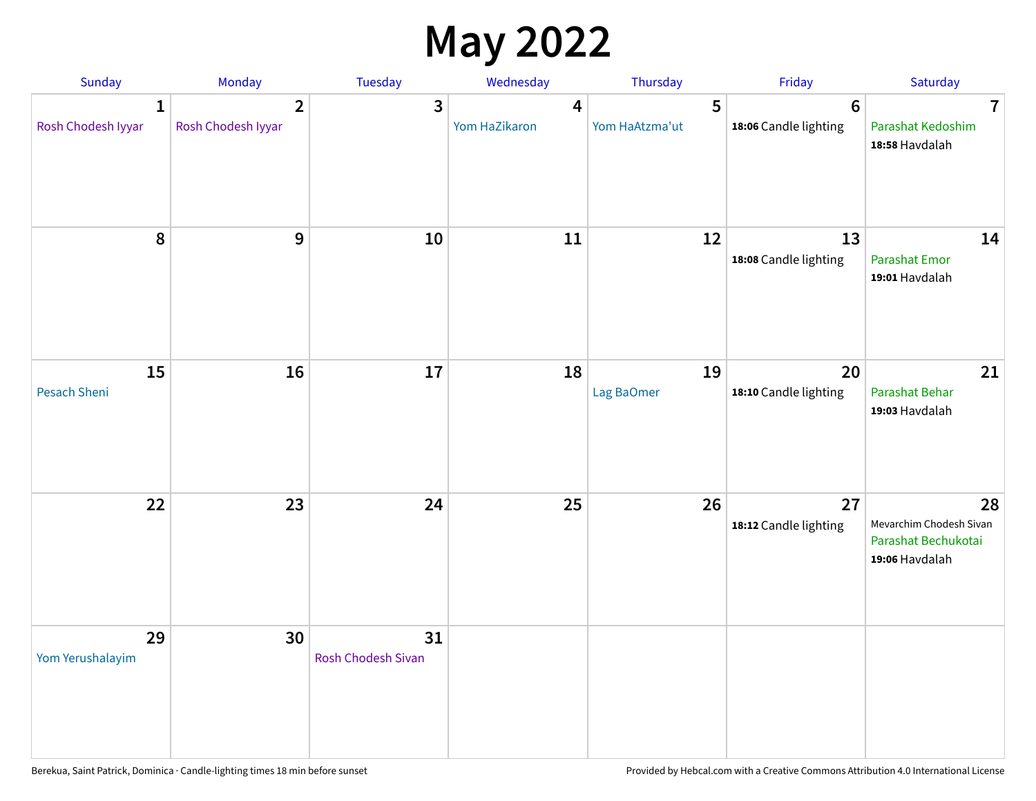# May 2022

| Sunday | Monday | Tuesday | Wednesday | Thursday | Friday | Saturday |
|---|---|---|---|---|---|---|
| **1** Rosh Chodesh Iyyar | **2** Rosh Chodesh Iyyar | **3** | **4** Yom HaZikaron | **5** Yom HaAtzma'ut | **6** **18:06** Candle lighting | **7** Parashat Kedoshim **18:58** Havdalah |
| **8** | **9** | **10** | **11** | **12** | **13** **18:08** Candle lighting | **14** Parashat Emor **19:01** Havdalah |
| **15** Pesach Sheni | **16** | **17** | **18** | **19** Lag BaOmer | **20** **18:10** Candle lighting | **21** Parashat Behar **19:03** Havdalah |
| **22** | **23** | **24** | **25** | **26** | **27** **18:12** Candle lighting | **28** Mevarchim Chodesh Sivan Parashat Bechukotai **19:06** Havdalah |
| **29** Yom Yerushalayim | **30** | **31** Rosh Chodesh Sivan | | | | |

Berekua, Saint Patrick, Dominica · Candle-lighting times 18 min before sunset

Provided by Hebcal.com with a Creative Commons Attribution 4.0 International License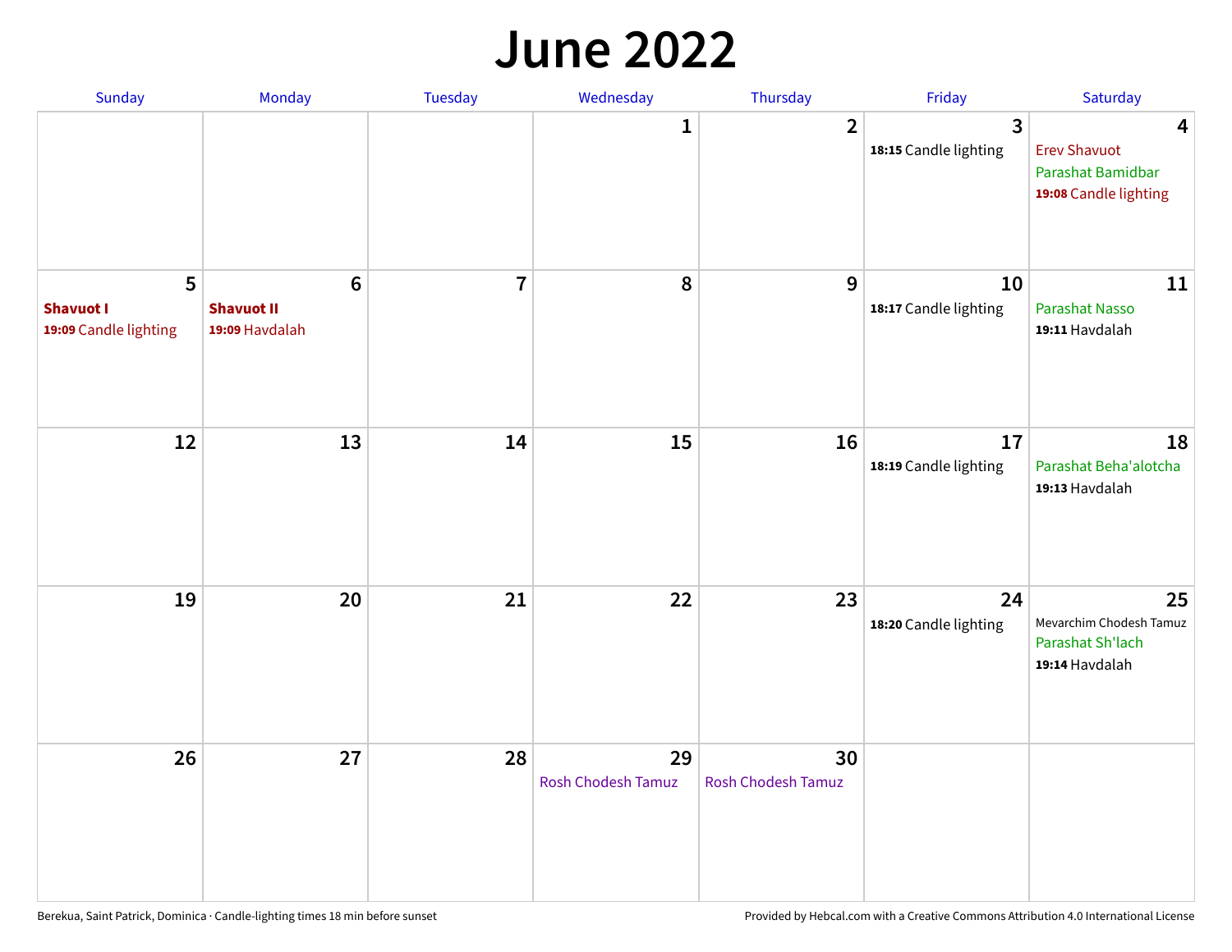# June 2022

| Sunday | Monday | Tuesday | Wednesday | Thursday | Friday | Saturday |
|---|---|---|---|---|---|---|
| | | | 1 | 2 | 3<br>**18:15** Candle lighting | 4<br>Erev Shavuot<br>Parashat Bamidbar<br>**19:08** Candle lighting |
| 5<br>**Shavuot I**<br>**19:09** Candle lighting | 6<br>**Shavuot II**<br>**19:09** Havdalah | 7 | 8 | 9 | 10<br>**18:17** Candle lighting | 11<br>Parashat Nasso<br>**19:11** Havdalah |
| 12 | 13 | 14 | 15 | 16 | 17<br>**18:19** Candle lighting | 18<br>Parashat Beha'alotcha<br>**19:13** Havdalah |
| 19 | 20 | 21 | 22 | 23 | 24<br>**18:20** Candle lighting | 25<br>Mevarchim Chodesh Tamuz<br>Parashat Sh'lach<br>**19:14** Havdalah |
| 26 | 27 | 28 | 29<br>Rosh Chodesh Tamuz | 30<br>Rosh Chodesh Tamuz | | |

Berekua, Saint Patrick, Dominica · Candle-lighting times 18 min before sunset

Provided by Hebcal.com with a Creative Commons Attribution 4.0 International License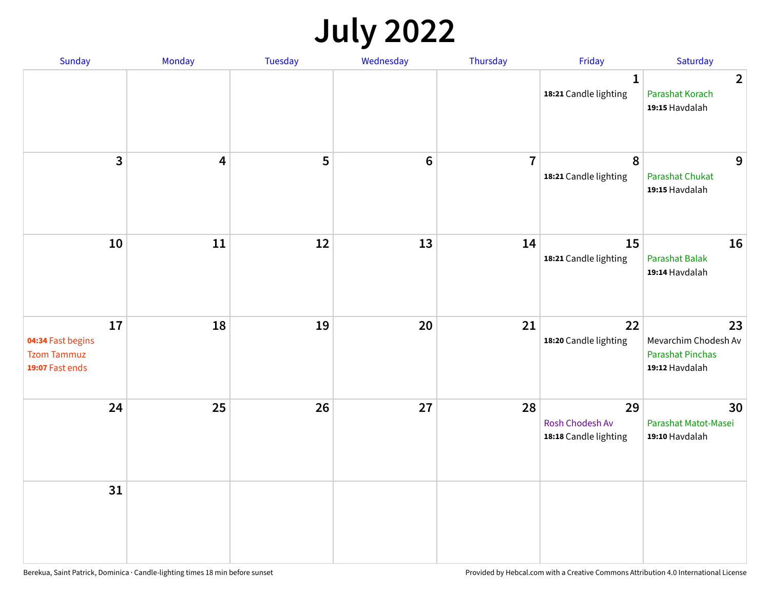# July 2022

| Sunday | Monday | Tuesday | Wednesday | Thursday | Friday | Saturday |
|---|---|---|---|---|---|---|
| | | | | | 1<br>**18:21** Candle lighting | 2<br>Parashat Korach<br>**19:15** Havdalah |
| 3 | 4 | 5 | 6 | 7 | 8<br>**18:21** Candle lighting | 9<br>Parashat Chukat<br>**19:15** Havdalah |
| 10 | 11 | 12 | 13 | 14 | 15<br>**18:21** Candle lighting | 16<br>Parashat Balak<br>**19:14** Havdalah |
| 17<br>**04:34** Fast begins<br>Tzom Tammuz<br>**19:07** Fast ends | 18 | 19 | 20 | 21 | 22<br>**18:20** Candle lighting | 23<br>Mevarchim Chodesh Av<br>Parashat Pinchas<br>**19:12** Havdalah |
| 24 | 25 | 26 | 27 | 28 | 29<br>Rosh Chodesh Av<br>**18:18** Candle lighting | 30<br>Parashat Matot-Masei<br>**19:10** Havdalah |
| 31 | | | | | | |

Berekua, Saint Patrick, Dominica · Candle-lighting times 18 min before sunset

Provided by Hebcal.com with a Creative Commons Attribution 4.0 International License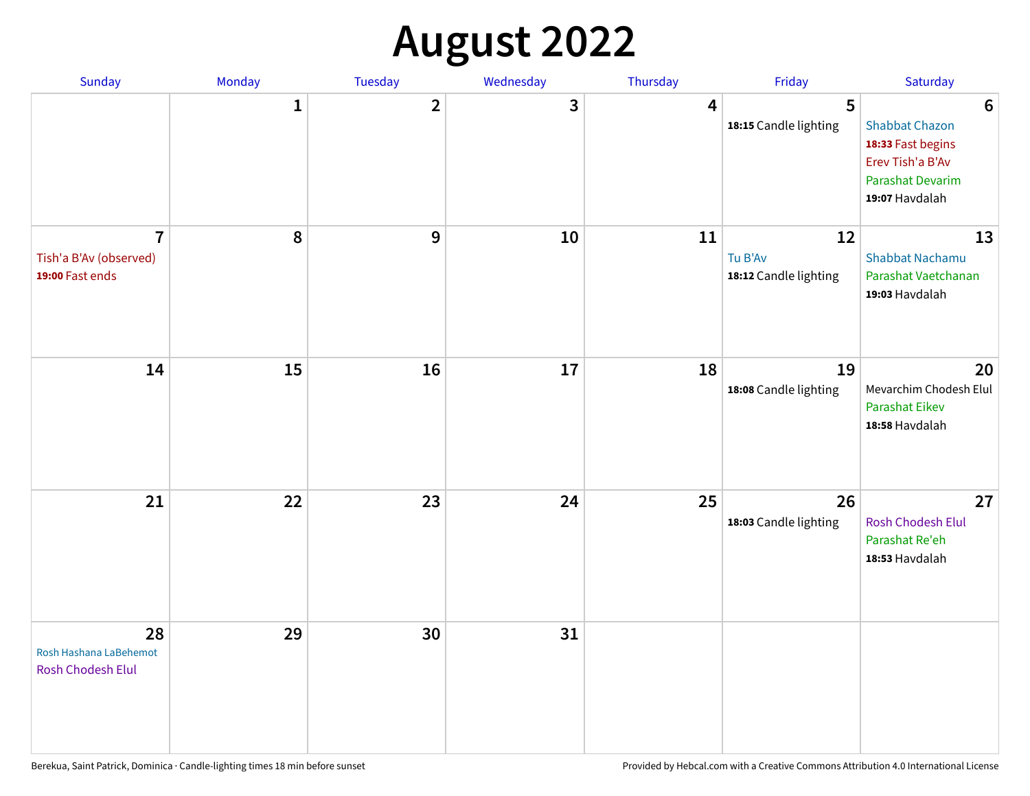# August 2022

| Sunday | Monday | Tuesday | Wednesday | Thursday | Friday | Saturday |
|---|---|---|---|---|---|---|
| | 1 | 2 | 3 | 4 | 5<br>**18:15** Candle lighting | 6<br>Shabbat Chazon<br>**18:33** Fast begins<br>Erev Tish'a B'Av<br>Parashat Devarim<br>**19:07** Havdalah |
| 7<br>Tish'a B'Av (observed)<br>**19:00** Fast ends | 8 | 9 | 10 | 11 | 12<br>Tu B'Av<br>**18:12** Candle lighting | 13<br>Shabbat Nachamu<br>Parashat Vaetchanan<br>**19:03** Havdalah |
| 14 | 15 | 16 | 17 | 18 | 19<br>**18:08** Candle lighting | 20<br>Mevarchim Chodesh Elul<br>Parashat Eikev<br>**18:58** Havdalah |
| 21 | 22 | 23 | 24 | 25 | 26<br>**18:03** Candle lighting | 27<br>Rosh Chodesh Elul<br>Parashat Re'eh<br>**18:53** Havdalah |
| 28<br>Rosh Hashana LaBehemot<br>Rosh Chodesh Elul | 29 | 30 | 31 | | | |

Berekua, Saint Patrick, Dominica · Candle-lighting times 18 min before sunset

Provided by Hebcal.com with a Creative Commons Attribution 4.0 International License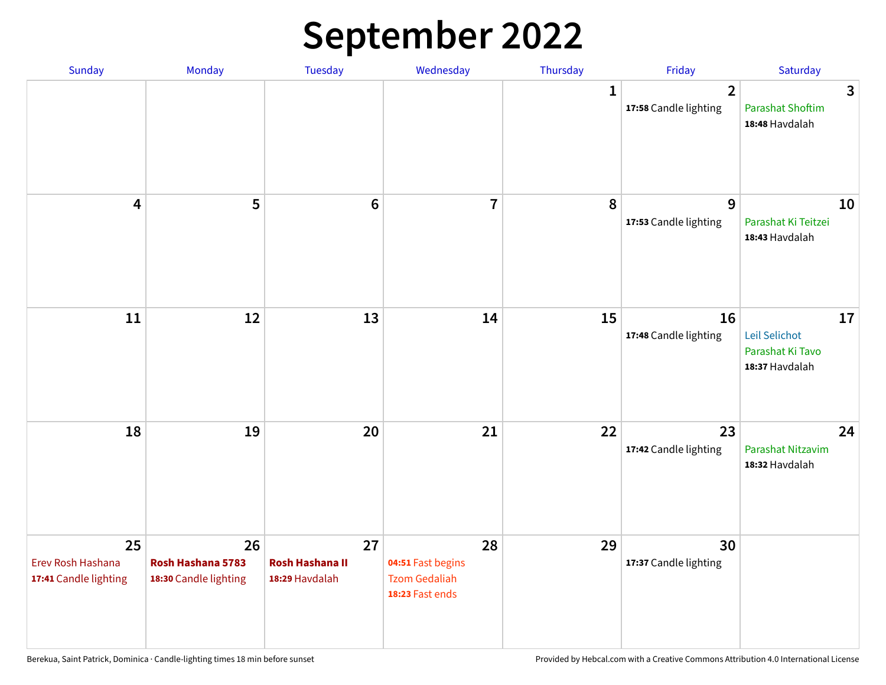# September 2022

| Sunday | Monday | Tuesday | Wednesday | Thursday | Friday | Saturday |
|---|---|---|---|---|---|---|
| | | | | 1 | 2<br>**17:58** Candle lighting | 3<br>Parashat Shoftim<br>**18:48** Havdalah |
| 4 | 5 | 6 | 7 | 8 | 9<br>**17:53** Candle lighting | 10<br>Parashat Ki Teitzei<br>**18:43** Havdalah |
| 11 | 12 | 13 | 14 | 15 | 16<br>**17:48** Candle lighting | 17<br>Leil Selichot<br>Parashat Ki Tavo<br>**18:37** Havdalah |
| 18 | 19 | 20 | 21 | 22 | 23<br>**17:42** Candle lighting | 24<br>Parashat Nitzavim<br>**18:32** Havdalah |
| 25<br>Erev Rosh Hashana<br>**17:41** Candle lighting | 26<br>**Rosh Hashana 5783**<br>**18:30** Candle lighting | 27<br>**Rosh Hashana II**<br>**18:29** Havdalah | 28<br>**04:51** Fast begins<br>Tzom Gedaliah<br>**18:23** Fast ends | 29 | 30<br>**17:37** Candle lighting | |

Berekua, Saint Patrick, Dominica · Candle-lighting times 18 min before sunset

Provided by Hebcal.com with a Creative Commons Attribution 4.0 International License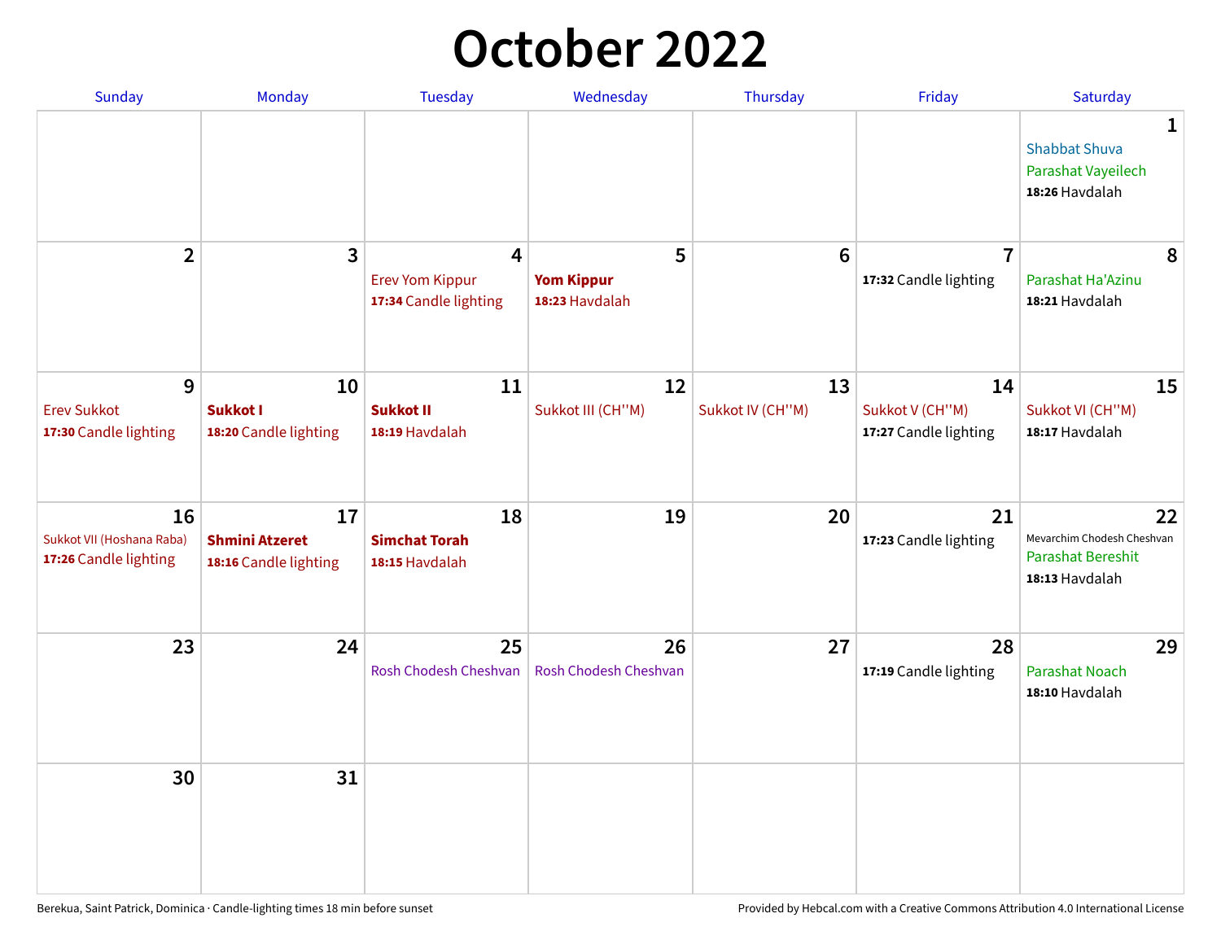# October 2022

| Sunday | Monday | Tuesday | Wednesday | Thursday | Friday | Saturday |
|---|---|---|---|---|---|---|
| | | | | | | **1**<br>Shabbat Shuva<br>Parashat Vayeilech<br>**18:26** Havdalah |
| **2** | **3** | **4**<br>Erev Yom Kippur<br>**17:34** Candle lighting | **5**<br>**Yom Kippur**<br>**18:23** Havdalah | **6** | **7**<br>**17:32** Candle lighting | **8**<br>Parashat Ha'Azinu<br>**18:21** Havdalah |
| **9**<br>Erev Sukkot<br>**17:30** Candle lighting | **10**<br>**Sukkot I**<br>**18:20** Candle lighting | **11**<br>**Sukkot II**<br>**18:19** Havdalah | **12**<br>Sukkot III (CH''M) | **13**<br>Sukkot IV (CH''M) | **14**<br>Sukkot V (CH''M)<br>**17:27** Candle lighting | **15**<br>Sukkot VI (CH''M)<br>**18:17** Havdalah |
| **16**<br>Sukkot VII (Hoshana Raba)<br>**17:26** Candle lighting | **17**<br>**Shmini Atzeret**<br>**18:16** Candle lighting | **18**<br>**Simchat Torah**<br>**18:15** Havdalah | **19** | **20** | **21**<br>**17:23** Candle lighting | **22**<br>Mevarchim Chodesh Cheshvan<br>Parashat Bereshit<br>**18:13** Havdalah |
| **23** | **24** | **25**<br>Rosh Chodesh Cheshvan | **26**<br>Rosh Chodesh Cheshvan | **27** | **28**<br>**17:19** Candle lighting | **29**<br>Parashat Noach<br>**18:10** Havdalah |
| **30** | **31** | | | | | |

Berekua, Saint Patrick, Dominica · Candle-lighting times 18 min before sunset

Provided by Hebcal.com with a Creative Commons Attribution 4.0 International License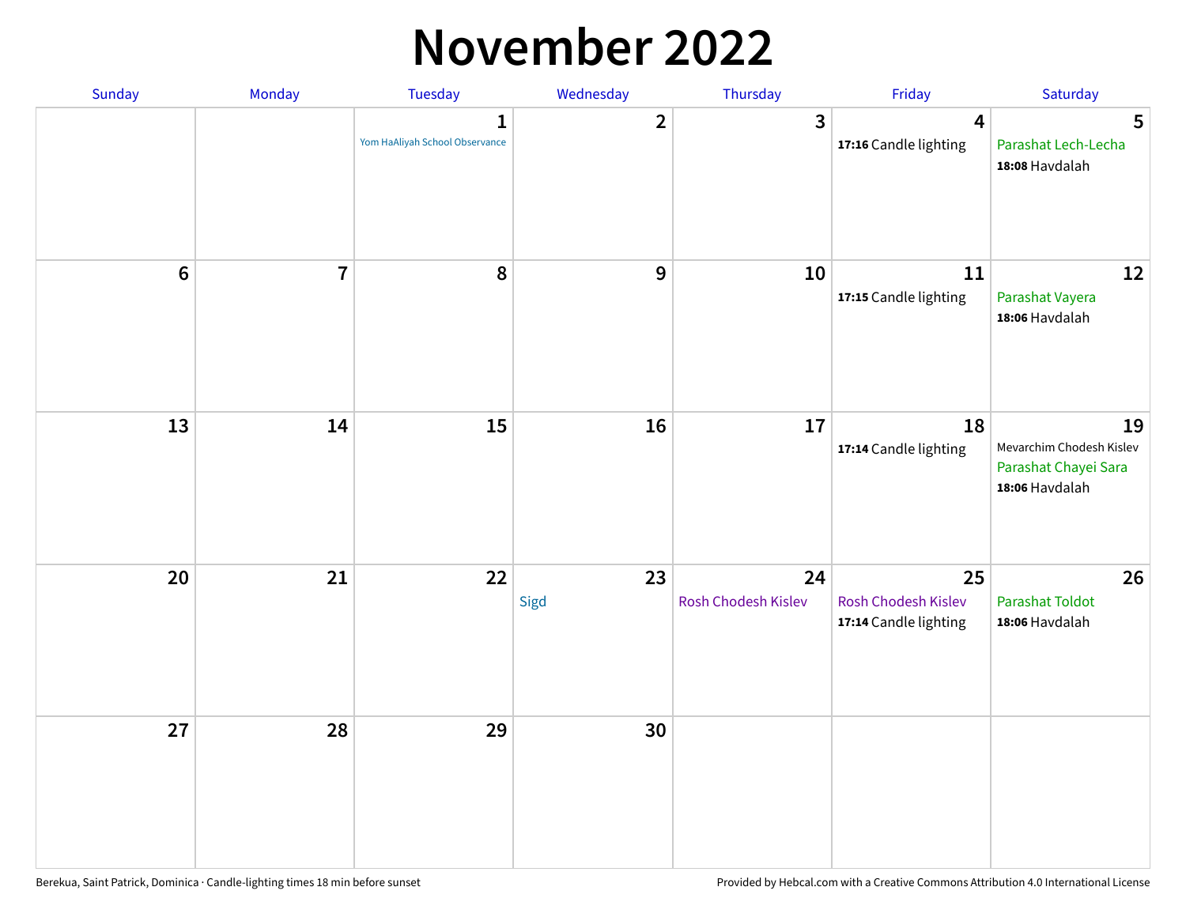# November 2022

| Sunday | Monday | Tuesday | Wednesday | Thursday | Friday | Saturday |
|---|---|---|---|---|---|---|
| | | 1<br>Yom HaAliyah School Observance | 2 | 3 | 4<br>**17:16** Candle lighting | 5<br>Parashat Lech-Lecha<br>**18:08** Havdalah |
| 6 | 7 | 8 | 9 | 10 | 11<br>**17:15** Candle lighting | 12<br>Parashat Vayera<br>**18:06** Havdalah |
| 13 | 14 | 15 | 16 | 17 | 18<br>**17:14** Candle lighting | 19<br>Mevarchim Chodesh Kislev<br>Parashat Chayei Sara<br>**18:06** Havdalah |
| 20 | 21 | 22 | 23<br>Sigd | 24<br>Rosh Chodesh Kislev | 25<br>Rosh Chodesh Kislev<br>**17:14** Candle lighting | 26<br>Parashat Toldot<br>**18:06** Havdalah |
| 27 | 28 | 29 | 30 | | | |

Berekua, Saint Patrick, Dominica · Candle-lighting times 18 min before sunset

Provided by Hebcal.com with a Creative Commons Attribution 4.0 International License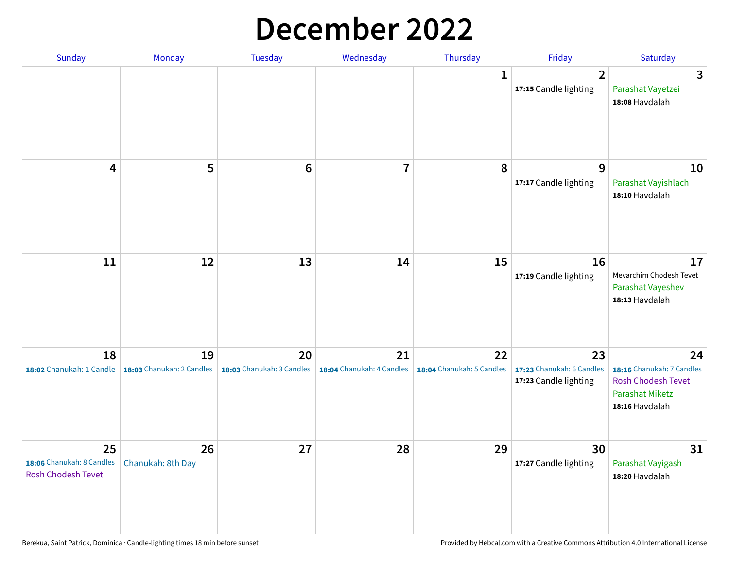# December 2022

| Sunday | Monday | Tuesday | Wednesday | Thursday | Friday | Saturday |
|---|---|---|---|---|---|---|
| | | | | 1 | 2<br>**17:15** Candle lighting | 3<br>Parashat Vayetzei<br>**18:08** Havdalah |
| 4 | 5 | 6 | 7 | 8 | 9<br>**17:17** Candle lighting | 10<br>Parashat Vayishlach<br>**18:10** Havdalah |
| 11 | 12 | 13 | 14 | 15 | 16<br>**17:19** Candle lighting | 17<br>Mevarchim Chodesh Tevet<br>Parashat Vayeshev<br>**18:13** Havdalah |
| 18<br>**18:02** Chanukah: 1 Candle | 19<br>**18:03** Chanukah: 2 Candles | 20<br>**18:03** Chanukah: 3 Candles | 21<br>**18:04** Chanukah: 4 Candles | 22<br>**18:04** Chanukah: 5 Candles | 23<br>**17:23** Chanukah: 6 Candles<br>**17:23** Candle lighting | 24<br>**18:16** Chanukah: 7 Candles<br>Rosh Chodesh Tevet<br>Parashat Miketz<br>**18:16** Havdalah |
| 25<br>**18:06** Chanukah: 8 Candles<br>Rosh Chodesh Tevet | 26<br>Chanukah: 8th Day | 27 | 28 | 29 | 30<br>**17:27** Candle lighting | 31<br>Parashat Vayigash<br>**18:20** Havdalah |

Berekua, Saint Patrick, Dominica · Candle-lighting times 18 min before sunset

Provided by Hebcal.com with a Creative Commons Attribution 4.0 International License